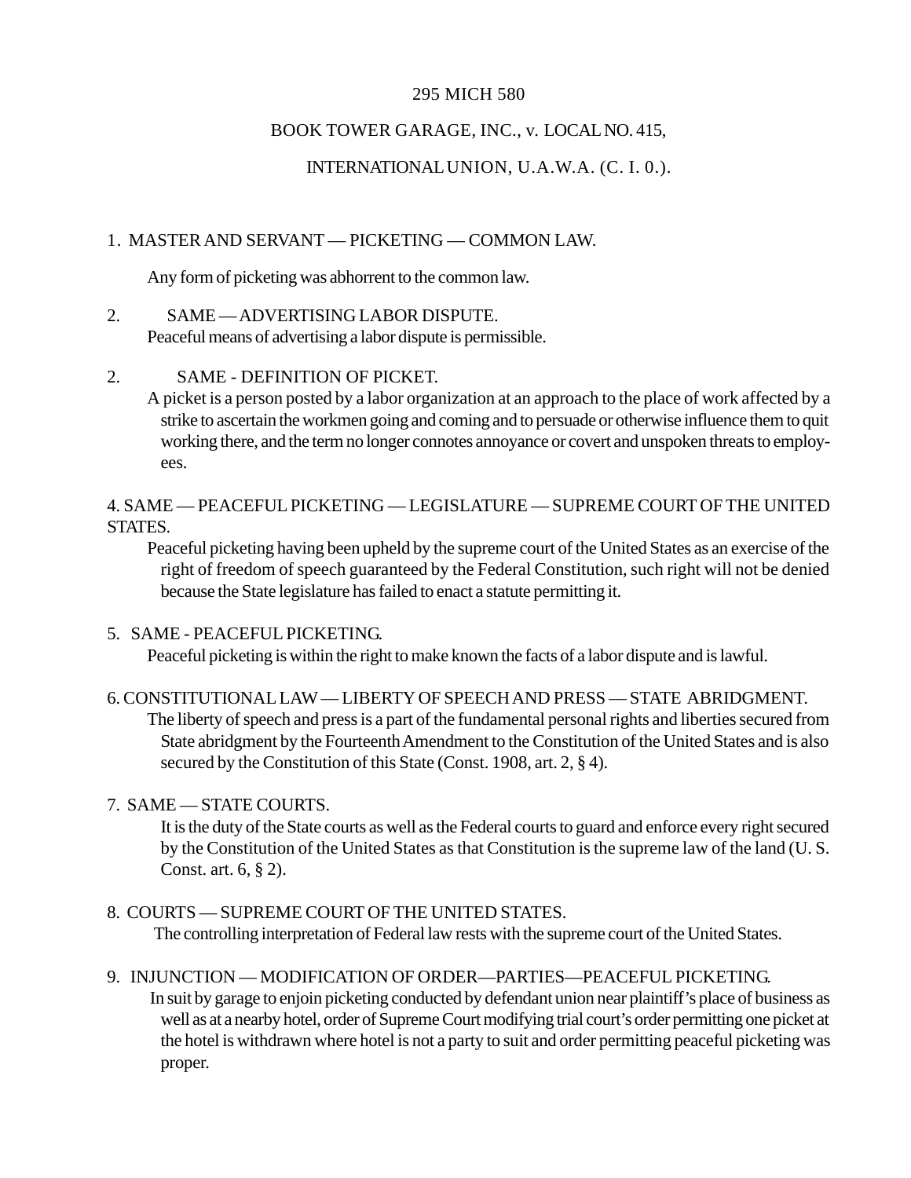295 MICH 580

BOOK TOWER GARAGE, INC., v. LOCAL NO. 415,

INTERNATIONAL UNION, U.A.W.A. (C. I. 0.).

1. MASTER AND SERVANT — PICKETING — COMMON LAW.

Any form of picketing was abhorrent to the common law.

2. SAME — ADVERTISING LABOR DISPUTE.

Peaceful means of advertising a labor dispute is permissible.

2. SAME - DEFINITION OF PICKET.

A picket is a person posted by a labor organization at an approach to the place of work affected by a strike to ascertain the workmen going and coming and to persuade or otherwise influence them to quit working there, and the term no longer connotes annoyance or covert and unspoken threats to employees.

4. SAME — PEACEFUL PICKETING — LEGISLATURE — SUPREME COURT OF THE UNITED STATES.

Peaceful picketing having been upheld by the supreme court of the United States as an exercise of the right of freedom of speech guaranteed by the Federal Constitution, such right will not be denied because the State legislature has failed to enact a statute permitting it.

5. SAME - PEACEFUL PICKETING.

Peaceful picketing is within the right to make known the facts of a labor dispute and is lawful.

6. CONSTITUTIONAL LAW — LIBERTY OF SPEECH AND PRESS — STATE ABRIDGMENT.

The liberty of speech and press is a part of the fundamental personal rights and liberties secured from State abridgment by the Fourteenth Amendment to the Constitution of the United States and is also secured by the Constitution of this State (Const. 1908, art. 2, § 4).

7. SAME — STATE COURTS.

It is the duty of the State courts as well as the Federal courts to guard and enforce every right secured by the Constitution of the United States as that Constitution is the supreme law of the land (U. S. Const. art. 6, § 2).

8. COURTS — SUPREME COURT OF THE UNITED STATES.

The controlling interpretation of Federal law rests with the supreme court of the United States.

9. INJUNCTION — MODIFICATION OF ORDER—PARTIES—PEACEFUL PICKETING.

In suit by garage to enjoin picketing conducted by defendant union near plaintiff's place of business as well as at a nearby hotel, order of Supreme Court modifying trial court's order permitting one picket at the hotel is withdrawn where hotel is not a party to suit and order permitting peaceful picketing was proper.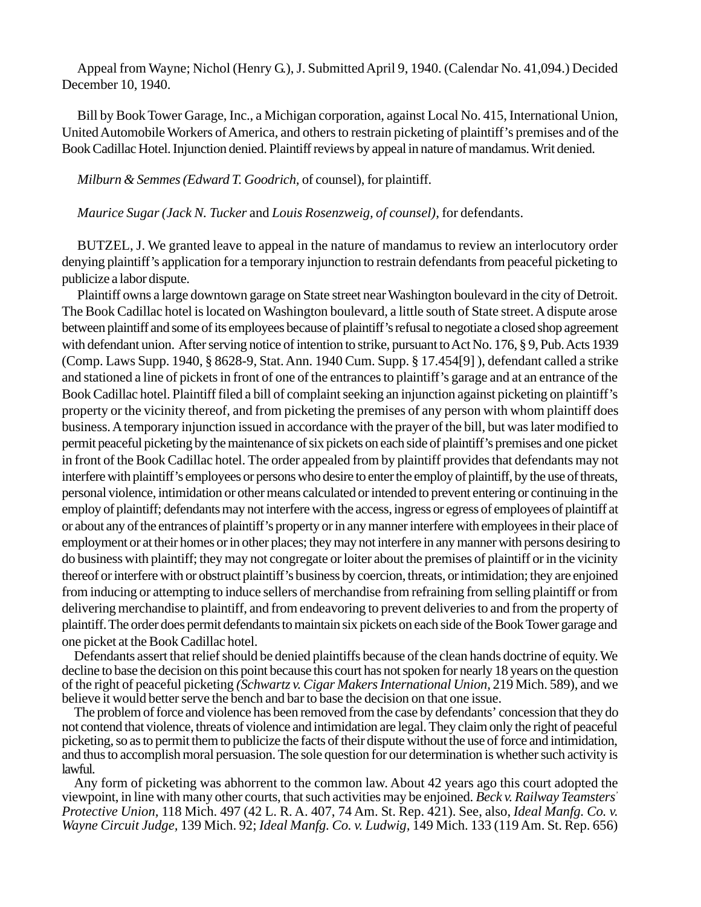Appeal from Wayne; Nichol (Henry G.), J. Submitted April 9, 1940. (Calendar No. 41,094.) Decided December 10, 1940.

Bill by Book Tower Garage, Inc., a Michigan corporation, against Local No. 415, International Union, United Automobile Workers of America, and others to restrain picketing of plaintiff's premises and of the Book Cadillac Hotel. Injunction denied. Plaintiff reviews by appeal in nature of mandamus. Writ denied.

*Milburn & Semmes (Edward T. Goodrich*, of counsel), for plaintiff.

*Maurice Sugar (Jack N. Tucker* and *Louis Rosenzweig, of counsel),* for defendants.

BUTZEL, J. We granted leave to appeal in the nature of mandamus to review an interlocutory order denying plaintiff's application for a temporary injunction to restrain defendants from peaceful picketing to publicize a labor dispute.

Plaintiff owns a large downtown garage on State street near Washington boulevard in the city of Detroit. The Book Cadillac hotel is located on Washington boulevard, a little south of State street. A dispute arose between plaintiff and some of its employees because of plaintiff's refusal to negotiate a closed shop agreement with defendant union. After serving notice of intention to strike, pursuant to Act No. 176, § 9, Pub. Acts 1939 (Comp. Laws Supp. 1940, § 8628-9, Stat. Ann. 1940 Cum. Supp. § 17.454[9] ), defendant called a strike and stationed a line of pickets in front of one of the entrances to plaintiff's garage and at an entrance of the Book Cadillac hotel. Plaintiff filed a bill of complaint seeking an injunction against picketing on plaintiff's property or the vicinity thereof, and from picketing the premises of any person with whom plaintiff does business. A temporary injunction issued in accordance with the prayer of the bill, but was later modified to permit peaceful picketing by the maintenance of six pickets on each side of plaintiff's premises and one picket in front of the Book Cadillac hotel. The order appealed from by plaintiff provides that defendants may not interfere with plaintiff's employees or persons who desire to enter the employ of plaintiff, by the use of threats, personal violence, intimidation or other means calculated or intended to prevent entering or continuing in the employ of plaintiff; defendants may not interfere with the access, ingress or egress of employees of plaintiff at or about any of the entrances of plaintiff's property or in any manner interfere with employees in their place of employment or at their homes or in other places; they may not interfere in any manner with persons desiring to do business with plaintiff; they may not congregate or loiter about the premises of plaintiff or in the vicinity thereof or interfere with or obstruct plaintiff's business by coercion, threats, or intimidation; they are enjoined from inducing or attempting to induce sellers of merchandise from refraining from selling plaintiff or from delivering merchandise to plaintiff, and from endeavoring to prevent deliveries to and from the property of plaintiff. The order does permit defendants to maintain six pickets on each side of the Book Tower garage and one picket at the Book Cadillac hotel.

Defendants assert that relief should be denied plaintiffs because of the clean hands doctrine of equity. We decline to base the decision on this point because this court has not spoken for nearly 18 years on the question of the right of peaceful picketing *(Schwartz v. Cigar Makers International Union,* 219 Mich. 589), and we believe it would better serve the bench and bar to base the decision on that one issue.

The problem of force and violence has been removed from the case by defendants' concession that they do not contend that violence, threats of violence and intimidation are legal. They claim only the right of peaceful picketing, so as to permit them to publicize the facts of their dispute without the use of force and intimidation, and thus to accomplish moral persuasion. The sole question for our determination is whether such activity is lawful.

Any form of picketing was abhorrent to the common law. About 42 years ago this court adopted the viewpoint, in line with many other courts, that such activities may be enjoined. *Beck v. Railway Teamsters' Protective Union,* 118 Mich. 497 (42 L. R. A. 407, 74 Am. St. Rep. 421). See, also, *Ideal Manfg. Co. v. Wayne Circuit Judge,* 139 Mich. 92; *Ideal Manfg. Co. v. Ludwig,* 149 Mich. 133 (119 Am. St. Rep. 656)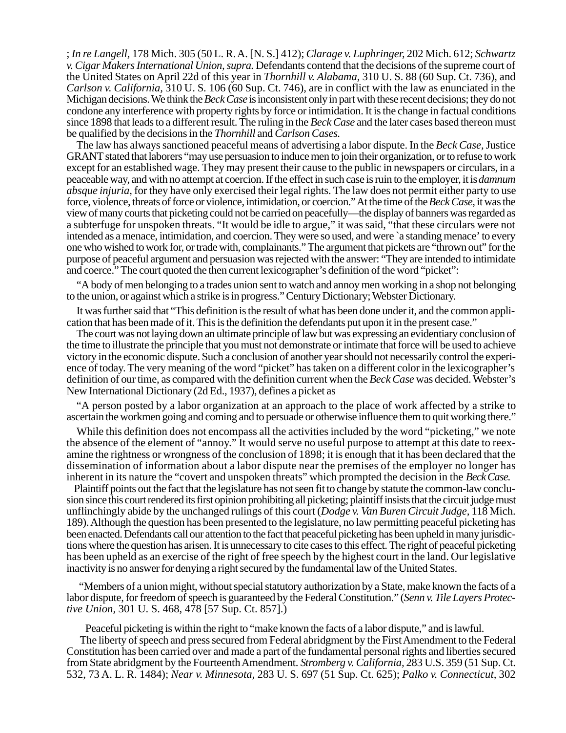; *In re Langell*, 178 Mich. 305 (50 L. R. A. [N. S.] 412); *Clarage v. Luphringer*, 202 Mich. 612; *Schwartz v. Cigar Makers International Union, supra.* Defendants contend that the decisions of the supreme court of the United States on April 22d of this year in *Thornhill v. Alabama*, 310 U. S. 88 (60 Sup. Ct. 736), and *Carlson v. California*, 310 U. S. 106 (60 Sup. Ct. 746), are in conflict with the law as enunciated in the Michigan decisions. We think the *Beck Case* is inconsistent only in part with these recent decisions; they do not condone any interference with property rights by force or intimidation. It is the change in factual conditions since 1898 that leads to a different result. The ruling in the *Beck Case* and the later cases based thereon must be qualified by the decisions in the *Thornhill* and *Carlson Cases.*

The law has always sanctioned peaceful means of advertising a labor dispute. In the *Beck Case*, Justice GRANT stated that laborers "may use persuasion to induce men to join their organization, or to refuse to work except for an established wage. They may present their cause to the public in newspapers or circulars, in a peaceable way, and with no attempt at coercion. If the effect in such case is ruin to the employer, it is *damnum absque injuria*, for they have only exercised their legal rights. The law does not permit either party to use force, violence, threats of force or violence, intimidation, or coercion." At the time of the *Beck Case*, it was the view of many courts that picketing could not be carried on peacefully—the display of banners was regarded as a subterfuge for unspoken threats. "It would be idle to argue," it was said, "that these circulars were not intended as a menace, intimidation, and coercion. They were so used, and were `a standing menace' to every one who wished to work for, or trade with, complainants." The argument that pickets are "thrown out" for the purpose of peaceful argument and persuasion was rejected with the answer: "They are intended to intimidate and coerce." The court quoted the then current lexicographer's definition of the word "picket":

"A body of men belonging to a trades union sent to watch and annoy men working in a shop not belonging to the union, or against which a strike is in progress." Century Dictionary; Webster Dictionary.

It was further said that "This definition is the result of what has been done under it, and the common application that has been made of it. This is the definition the defendants put upon it in the present case."

The court was not laying down an ultimate principle of law but was expressing an evidentiary conclusion of the time to illustrate the principle that you must not demonstrate or intimate that force will be used to achieve victory in the economic dispute. Such a conclusion of another year should not necessarily control the experience of today. The very meaning of the word "picket" has taken on a different color in the lexicographer's definition of our time, as compared with the definition current when the *Beck Case* was decided. Webster's New International Dictionary (2d Ed., 1937), defines a picket as

"A person posted by a labor organization at an approach to the place of work affected by a strike to ascertain the workmen going and coming and to persuade or otherwise influence them to quit working there."

While this definition does not encompass all the activities included by the word "picketing," we note the absence of the element of "annoy." It would serve no useful purpose to attempt at this date to reexamine the rightness or wrongness of the conclusion of 1898; it is enough that it has been declared that the dissemination of information about a labor dispute near the premises of the employer no longer has inherent in its nature the "covert and unspoken threats" which prompted the decision in the *Beck Case.*

Plaintiff points out the fact that the legislature has not seen fit to change by statute the common-law conclusion since this court rendered its first opinion prohibiting all picketing; plaintiff insists that the circuit judge must unflinchingly abide by the unchanged rulings of this court (*Dodge v. Van Buren Circuit Judge*, 118 Mich. 189). Although the question has been presented to the legislature, no law permitting peaceful picketing has been enacted. Defendants call our attention to the fact that peaceful picketing has been upheld in many jurisdictions where the question has arisen. It is unnecessary to cite cases to this effect. The right of peaceful picketing has been upheld as an exercise of the right of free speech by the highest court in the land. Our legislative inactivity is no answer for denying a right secured by the fundamental law of the United States.

"Members of a union might, without special statutory authorization by a State, make known the facts of a labor dispute, for freedom of speech is guaranteed by the Federal Constitution." (*Senn v. Tile Layers Protective Union*, 301 U. S. 468, 478 [57 Sup. Ct. 857].)

Peaceful picketing is within the right to "make known the facts of a labor dispute," and is lawful.

The liberty of speech and press secured from Federal abridgment by the First Amendment to the Federal Constitution has been carried over and made a part of the fundamental personal rights and liberties secured from State abridgment by the Fourteenth Amendment. *Stromberg v. California*, 283 U.S. 359 (51 Sup. Ct. 532, 73 A. L. R. 1484); *Near v. Minnesota*, 283 U. S. 697 (51 Sup. Ct. 625); *Palko v. Connecticut*, 302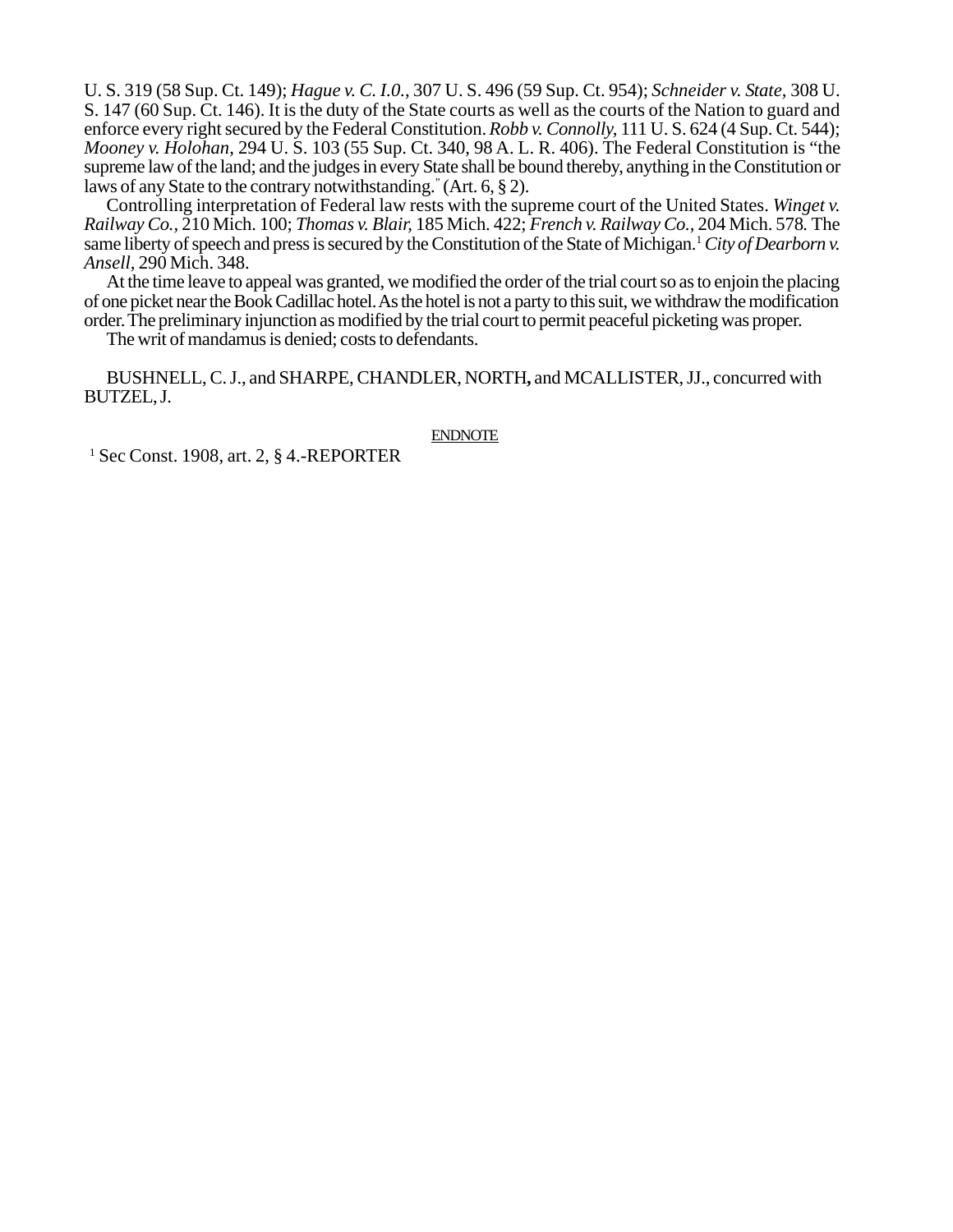U. S. 319 (58 Sup. Ct. 149); *Hague v. C. I.0.,* 307 U. S. 496 (59 Sup. Ct. 954); *Schneider v. State,* 308 U. S. 147 (60 Sup. Ct. 146). It is the duty of the State courts as well as the courts of the Nation to guard and enforce every right secured by the Federal Constitution. *Robb v. Connolly,* 111 U. S. 624 (4 Sup. Ct. 544); *Mooney v. Holohan,* 294 U. S. 103 (55 Sup. Ct. 340, 98 A. L. R. 406). The Federal Constitution is "the supreme law of the land; and the judges in every State shall be bound thereby, anything in the Constitution or laws of any State to the contrary notwithstanding." (Art. 6, § 2).

Controlling interpretation of Federal law rests with the supreme court of the United States. *Winget v. Railway Co.,* 210 Mich. 100; *Thomas v. Blair,* 185 Mich. 422; *French v. Railway Co.,* 204 Mich. 578. The same liberty of speech and press is secured by the Constitution of the State of Michigan.[1] *City of Dearborn v. Ansell,* 290 Mich. 348.

At the time leave to appeal was granted, we modified the order of the trial court so as to enjoin the placing of one picket near the Book Cadillac hotel. As the hotel is not a party to this suit, we withdraw the modification order. The preliminary injunction as modified by the trial court to permit peaceful picketing was proper.

The writ of mandamus is denied; costs to defendants.

BUSHNELL, C. J., and SHARPE, CHANDLER, NORTH**,** and MCALLISTER, JJ., concurred with BUTZEL, J.

ENDNOTE

[1] Sec Const. 1908, art. 2, § 4.-REPORTER